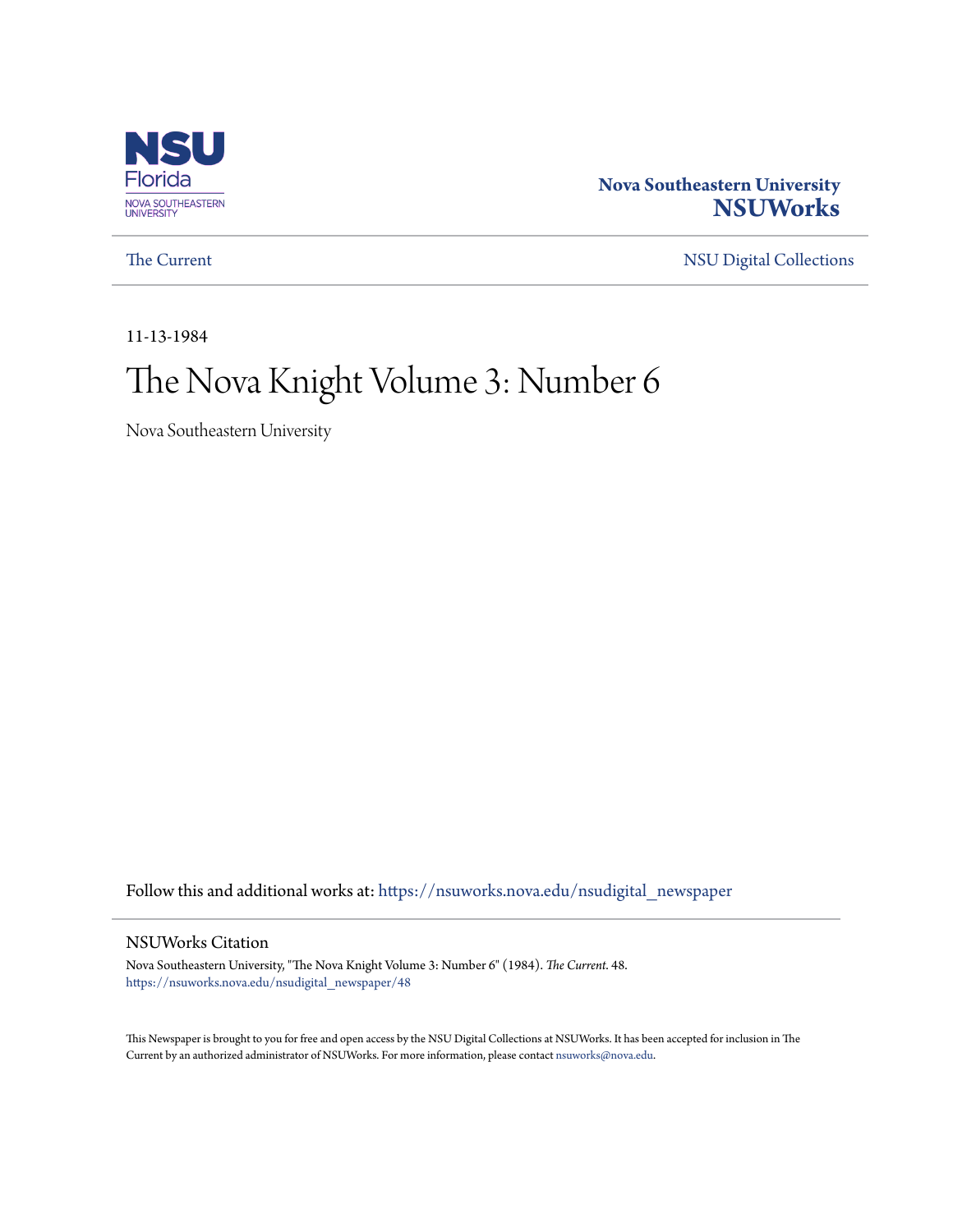Nova Southeastern University
**NSUWorks**

The Current | NSU Digital Collections

11-13-1984

# The Nova Knight Volume 3: Number 6

Nova Southeastern University

Follow this and additional works at: https://nsuworks.nova.edu/nsudigital_newspaper

## NSUWorks Citation

Nova Southeastern University, "The Nova Knight Volume 3: Number 6" (1984). *The Current*. 48.
https://nsuworks.nova.edu/nsudigital_newspaper/48

This Newspaper is brought to you for free and open access by the NSU Digital Collections at NSUWorks. It has been accepted for inclusion in The Current by an authorized administrator of NSUWorks. For more information, please contact nsuworks@nova.edu.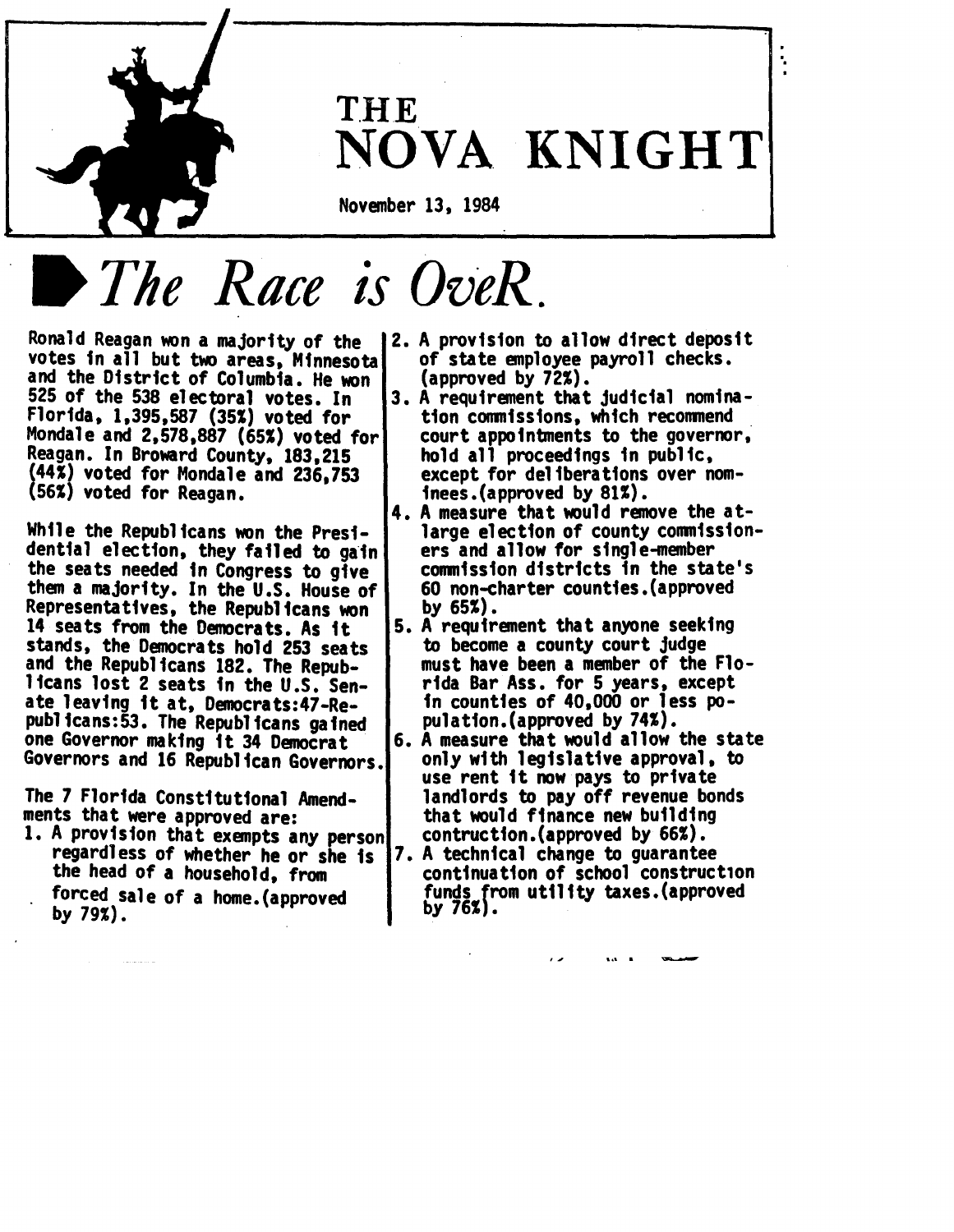# THE NOVA KNIGHT

November 13, 1984

## *The Race is OveR.*

Ronald Reagan won a majority of the votes in all but two areas, Minnesota and the District of Columbia. He won 525 of the 538 electoral votes. In Florida, 1,395,587 (35%) voted for Mondale and 2,578,887 (65%) voted for Reagan. In Broward County, 183,215 (44%) voted for Mondale and 236,753 (56%) voted for Reagan.

While the Republicans won the Presidential election, they failed to gain the seats needed in Congress to give them a majority. In the U.S. House of Representatives, the Republicans won 14 seats from the Democrats. As it stands, the Democrats hold 253 seats and the Republicans 182. The Republicans lost 2 seats in the U.S. Senate leaving it at, Democrats:47-Republicans:53. The Republicans gained one Governor making it 34 Democrat Governors and 16 Republican Governors.

The 7 Florida Constitutional Amendments that were approved are:

1. A provision that exempts any person regardless of whether he or she is the head of a household, from forced sale of a home.(approved by 79%).
2. A provision to allow direct deposit of state employee payroll checks. (approved by 72%).
3. A requirement that judicial nomination commissions, which recommend court appointments to the governor, hold all proceedings in public, except for deliberations over nominees.(approved by 81%).
4. A measure that would remove the at-large election of county commissioners and allow for single-member commission districts in the state's 60 non-charter counties.(approved by 65%).
5. A requirement that anyone seeking to become a county court judge must have been a member of the Florida Bar Ass. for 5 years, except in counties of 40,000 or less population.(approved by 74%).
6. A measure that would allow the state only with legislative approval, to use rent it now pays to private landlords to pay off revenue bonds that would finance new building contruction.(approved by 66%).
7. A technical change to guarantee continuation of school construction funds from utility taxes.(approved by 76%).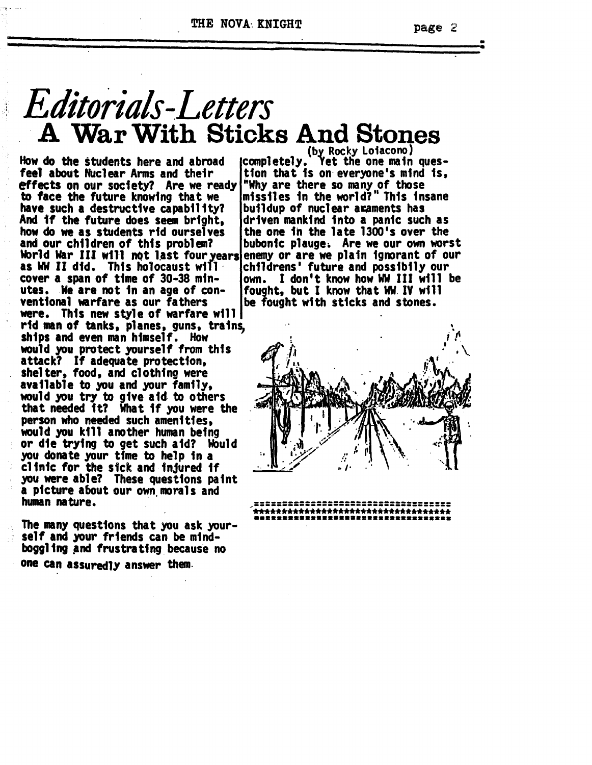# Editorials-Letters

## A War With Sticks And Stones

(by Rocky Loiacono)

How do the students here and abroad feel about Nuclear Arms and their effects on our society? Are we ready to face the future knowing that we have such a destructive capability? And if the future does seem bright, how do we as students rid ourselves and our children of this problem? World War III will not last four years as WW II did. This holocaust will cover a span of time of 30-38 minutes. We are not in an age of conventional warfare as our fathers were. This new style of warfare will rid man of tanks, planes, guns, trains, ships and even man himself. How would you protect yourself from this attack? If adequate protection, shelter, food, and clothing were available to you and your family, would you try to give aid to others that needed it? What if you were the person who needed such amenities, would you kill another human being or die trying to get such aid? Would you donate your time to help in a clinic for the sick and injured if you were able? These questions paint a picture about our own morals and human nature.

The many questions that you ask yourself and your friends can be mind-boggling and frustrating because no one can assuredly answer them completely. Yet the one main question that is on everyone's mind is, "Why are there so many of those missiles in the world?" This insane buildup of nuclear araments has driven mankind into a panic such as the one in the late 1300's over the bubonic plauge. Are we our own worst enemy or are we plain ignorant of our childrens' future and possibily our own. I don't know how WW III will be fought, but I know that WW IV will be fought with sticks and stones.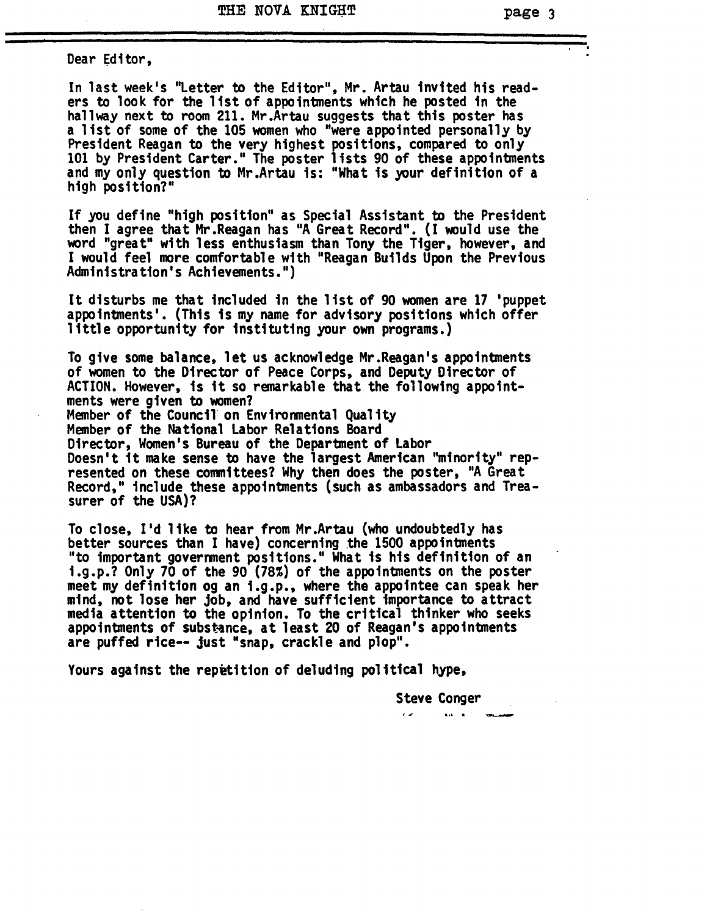Dear Editor,

In last week's "Letter to the Editor", Mr. Artau invited his readers to look for the list of appointments which he posted in the hallway next to room 211. Mr.Artau suggests that this poster has a list of some of the 105 women who "were appointed personally by President Reagan to the very highest positions, compared to only 101 by President Carter." The poster lists 90 of these appointments and my only question to Mr.Artau is: "What is your definition of a high position?"

If you define "high position" as Special Assistant to the President then I agree that Mr.Reagan has "A Great Record". (I would use the word "great" with less enthusiasm than Tony the Tiger, however, and I would feel more comfortable with "Reagan Builds Upon the Previous Administration's Achievements.")

It disturbs me that included in the list of 90 women are 17 'puppet appointments'. (This is my name for advisory positions which offer little opportunity for instituting your own programs.)

To give some balance, let us acknowledge Mr.Reagan's appointments of women to the Director of Peace Corps, and Deputy Director of ACTION. However, is it so remarkable that the following appointments were given to women?
Member of the Council on Environmental Quality
Member of the National Labor Relations Board
Director, Women's Bureau of the Department of Labor
Doesn't it make sense to have the largest American "minority" represented on these committees? Why then does the poster, "A Great Record," include these appointments (such as ambassadors and Treasurer of the USA)?

To close, I'd like to hear from Mr.Artau (who undoubtedly has better sources than I have) concerning the 1500 appointments "to important government positions." What is his definition of an i.g.p.? Only 70 of the 90 (78%) of the appointments on the poster meet my definition og an i.g.p., where the appointee can speak her mind, not lose her job, and have sufficient importance to attract media attention to the opinion. To the critical thinker who seeks appointments of substance, at least 20 of Reagan's appointments are puffed rice-- just "snap, crackle and plop".

Yours against the repetition of deluding political hype,

Steve Conger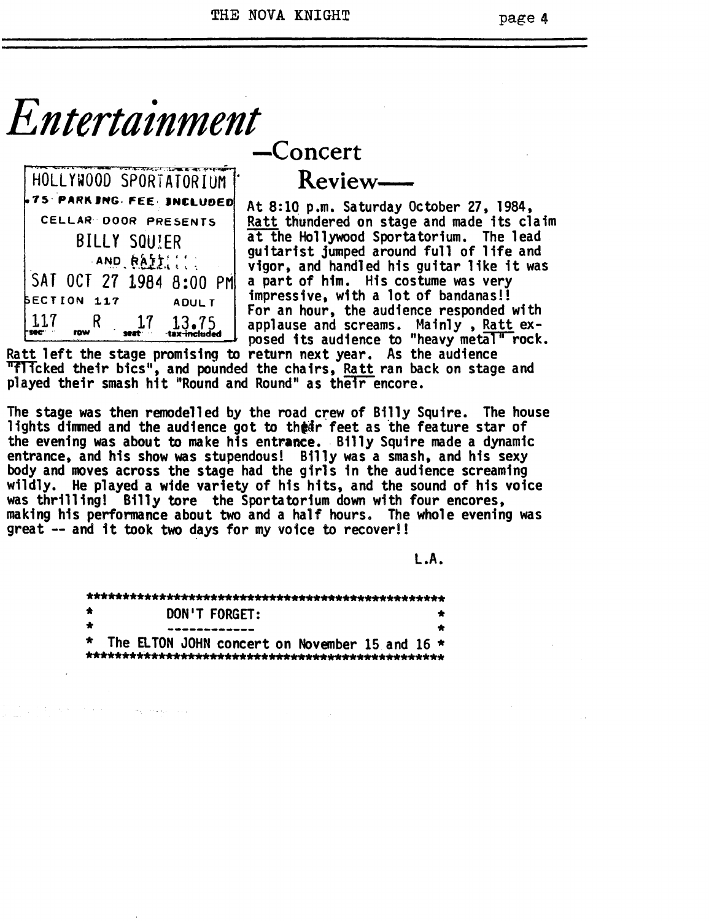# *Entertainment*

## —Concert Review—

HOLLYWOOD SPORTATORIUM
.75 PARKING FEE INCLUDED
CELLAR DOOR PRESENTS
BILLY SQUIER
AND RATT
SAT OCT 27 1984 8:00 PM
SECTION 117 ADULT
117 R 17 13.75
sec row seat tax included

At 8:10 p.m. Saturday October 27, 1984, Ratt thundered on stage and made its claim at the Hollywood Sportatorium. The lead guitarist jumped around full of life and vigor, and handled his guitar like it was a part of him. His costume was very impressive, with a lot of bandanas!! For an hour, the audience responded with applause and screams. Mainly , Ratt exposed its audience to "heavy metal" rock. Ratt left the stage promising to return next year. As the audience "flicked their bics", and pounded the chairs, Ratt ran back on stage and played their smash hit "Round and Round" as their encore.

The stage was then remodelled by the road crew of Billy Squire. The house lights dimmed and the audience got to their feet as the feature star of the evening was about to make his entrance. Billy Squire made a dynamic entrance, and his show was stupendous! Billy was a smash, and his sexy body and moves across the stage had the girls in the audience screaming wildly. He played a wide variety of his hits, and the sound of his voice was thrilling! Billy tore the Sportatorium down with four encores, making his performance about two and a half hours. The whole evening was great -- and it took two days for my voice to recover!!

L.A.

```
**************************************************
*            DON'T FORGET:                       *
*            ------------                        *
* The ELTON JOHN concert on November 15 and 16 *
**************************************************
```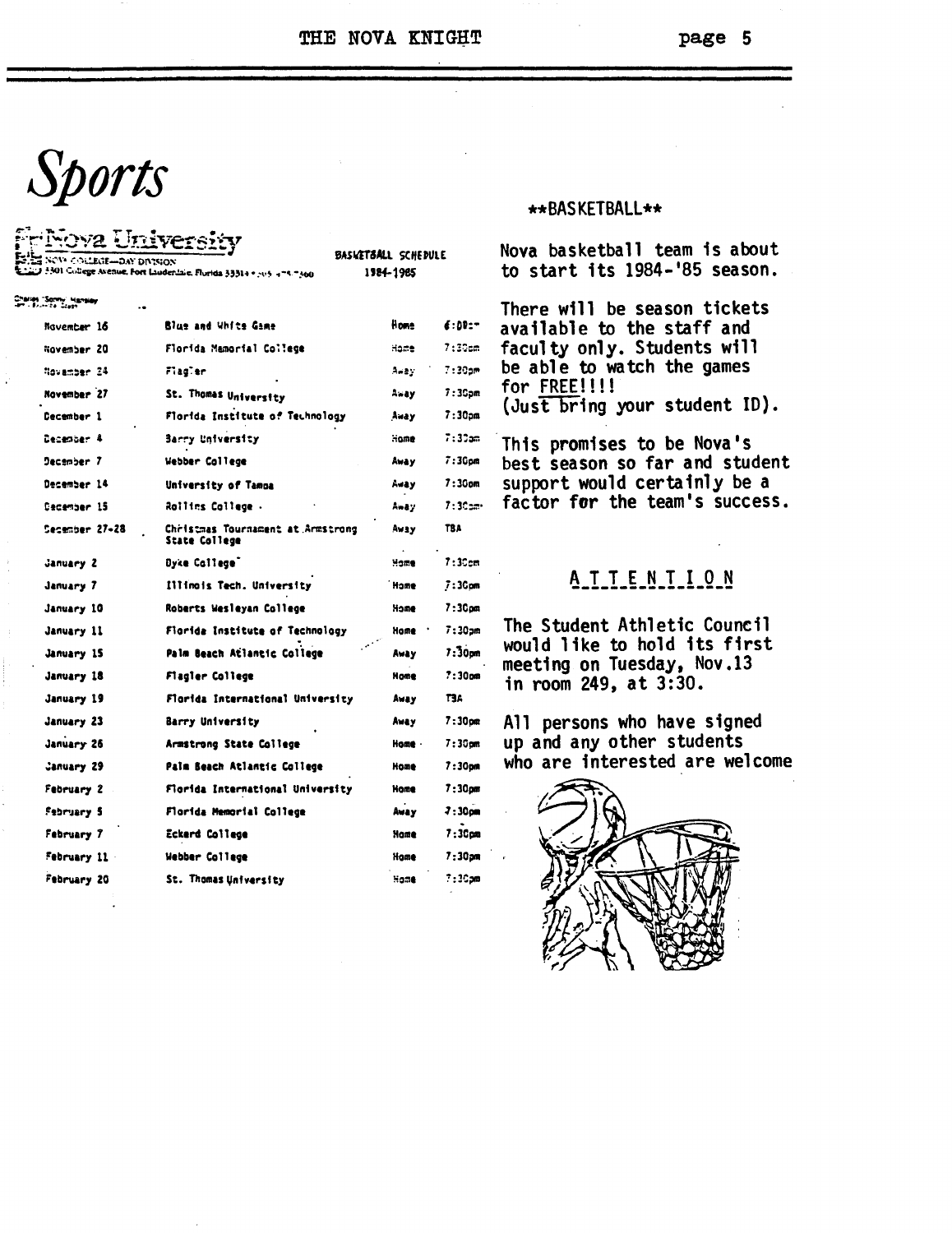# Sports

**Nova University**
NOVA COLLEGE—DAY DIVISION
3301 College Avenue, Fort Lauderdale, Florida 33314

Charles "Sonny" Hansley

BASKETBALL SCHEDULE
1984-1985

| Date | Opponent | Location | Time |
|---|---|---|---|
| November 16 | Blue and White Game | Home | 6:00pm |
| November 20 | Florida Memorial College | Home | 7:30pm |
| November 24 | Flagler | Away | 7:30pm |
| November 27 | St. Thomas University | Away | 7:30pm |
| December 1 | Florida Institute of Technology | Away | 7:30pm |
| December 4 | Barry University | Home | 7:30pm |
| December 7 | Webber College | Away | 7:30pm |
| December 14 | University of Tampa | Away | 7:30pm |
| December 15 | Rollins College | Away | 7:30pm |
| December 27-28 | Christmas Tournament at Armstrong State College | Away | TBA |
| January 2 | Dyke College | Home | 7:30pm |
| January 7 | Illinois Tech. University | Home | 7:30pm |
| January 10 | Roberts Wesleyan College | Home | 7:30pm |
| January 11 | Florida Institute of Technology | Home | 7:30pm |
| January 15 | Palm Beach Atlantic College | Away | 7:30pm |
| January 18 | Flagler College | Home | 7:30pm |
| January 19 | Florida International University | Away | TBA |
| January 23 | Barry University | Away | 7:30pm |
| January 26 | Armstrong State College | Home | 7:30pm |
| January 29 | Palm Beach Atlantic College | Home | 7:30pm |
| February 2 | Florida International University | Home | 7:30pm |
| February 5 | Florida Memorial College | Away | 7:30pm |
| February 7 | Eckerd College | Home | 7:30pm |
| February 11 | Webber College | Home | 7:30pm |
| February 20 | St. Thomas University | Home | 7:30pm |

## **BASKETBALL**

Nova basketball team is about to start its 1984-'85 season.

There will be season tickets available to the staff and faculty only. Students will be able to watch the games for FREE!!!! (Just bring your student ID).

This promises to be Nova's best season so far and student support would certainly be a factor for the team's success.

## ATTENTION

The Student Athletic Council would like to hold its first meeting on Tuesday, Nov.13 in room 249, at 3:30.

All persons who have signed up and any other students who are interested are welcome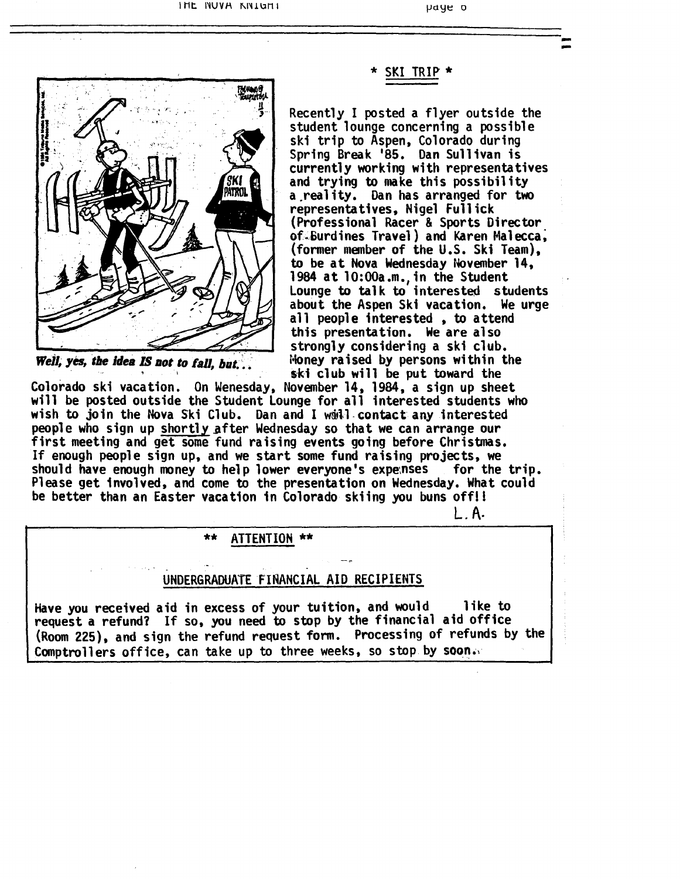## * SKI TRIP *

*Well, yes, the idea IS not to fall, but...*

Recently I posted a flyer outside the student lounge concerning a possible ski trip to Aspen, Colorado during Spring Break '85. Dan Sullivan is currently working with representatives and trying to make this possibility a reality. Dan has arranged for two representatives, Nigel Fullick (Professional Racer & Sports Director of Burdines Travel) and Karen Malecca, (former member of the U.S. Ski Team), to be at Nova Wednesday November 14, 1984 at 10:00a.m., in the Student Lounge to talk to interested students about the Aspen Ski vacation. We urge all people interested , to attend this presentation. We are also strongly considering a ski club. Money raised by persons within the ski club will be put toward the Colorado ski vacation. On Wenesday, November 14, 1984, a sign up sheet will be posted outside the Student Lounge for all interested students who wish to join the Nova Ski Club. Dan and I will contact any interested people who sign up shortly after Wednesday so that we can arrange our first meeting and get some fund raising events going before Christmas. If enough people sign up, and we start some fund raising projects, we should have enough money to help lower everyone's expenses for the trip. Please get involved, and come to the presentation on Wednesday. What could be better than an Easter vacation in Colorado skiing you buns off!!

L.A.

---

## ** ATTENTION **

### UNDERGRADUATE FINANCIAL AID RECIPIENTS

Have you received aid in excess of your tuition, and would like to request a refund? If so, you need to stop by the financial aid office (Room 225), and sign the refund request form. Processing of refunds by the Comptrollers office, can take up to three weeks, so stop by soon.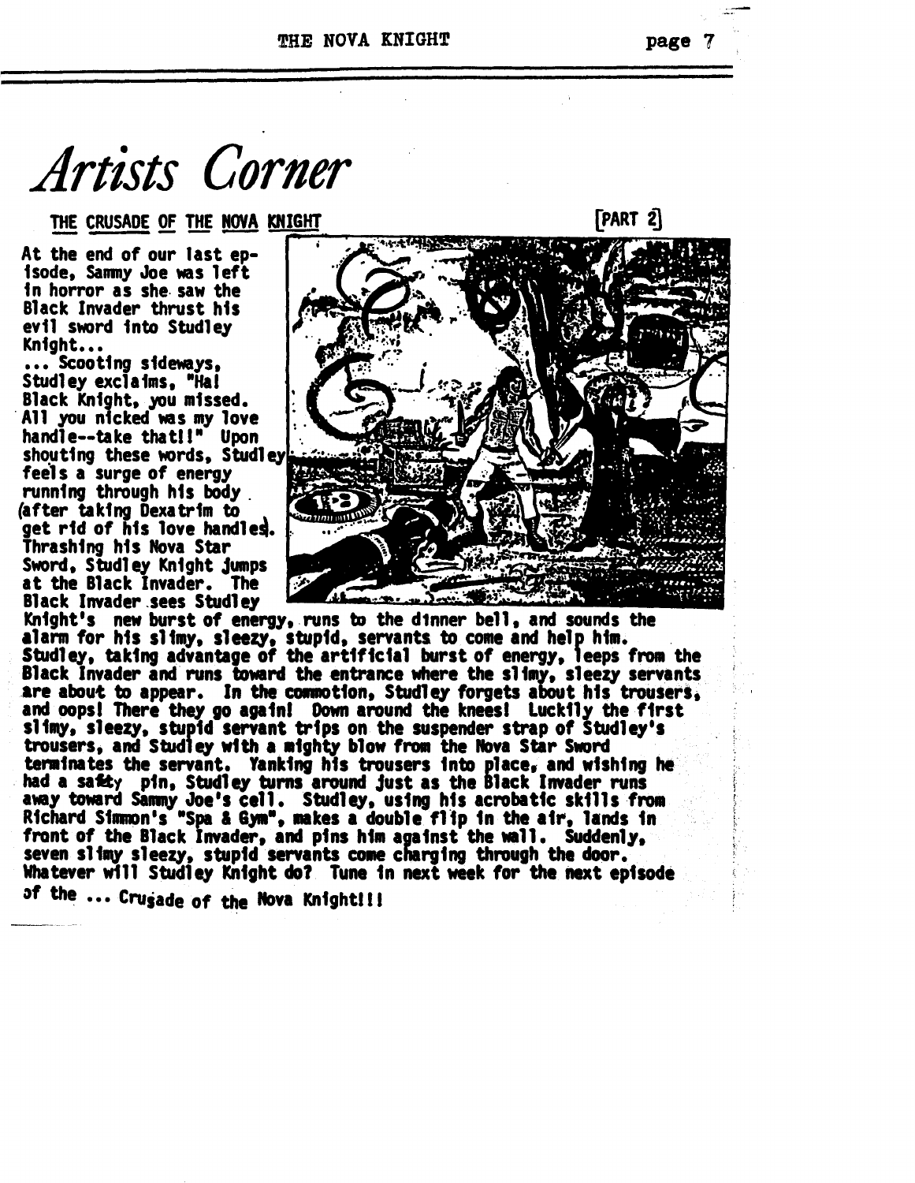# Artists Corner

THE CRUSADE OF THE NOVA KNIGHT [PART 2]

At the end of our last episode, Sammy Joe was left in horror as she saw the Black Invader thrust his evil sword into Studley Knight...

... Scooting sideways, Studley exclaims, "Ha! Black Knight, you missed. All you nicked was my love handle--take that!!" Upon shouting these words, Studley feels a surge of energy running through his body (after taking Dexatrim to get rid of his love handles). Thrashing his Nova Star Sword, Studley Knight jumps at the Black Invader. The Black Invader sees Studley Knight's new burst of energy, runs to the dinner bell, and sounds the alarm for his slimy, sleezy, stupid, servants to come and help him. Studley, taking advantage of the artificial burst of energy, leeps from the Black Invader and runs toward the entrance where the slimy, sleezy servants are about to appear. In the commotion, Studley forgets about his trousers, and oops! There they go again! Down around the knees! Luckily the first slimy, sleezy, stupid servant trips on the suspender strap of Studley's trousers, and Studley with a mighty blow from the Nova Star Sword terminates the servant. Yanking his trousers into place, and wishing he had a safety pin, Studley turns around just as the Black Invader runs away toward Sammy Joe's cell. Studley, using his acrobatic skills from Richard Simmon's "Spa & Gym", makes a double flip in the air, lands in front of the Black Invader, and pins him against the wall. Suddenly, seven slimy sleezy, stupid servants come charging through the door. Whatever will Studley Knight do? Tune in next week for the next episode of the ... Crusade of the Nova Knight!!!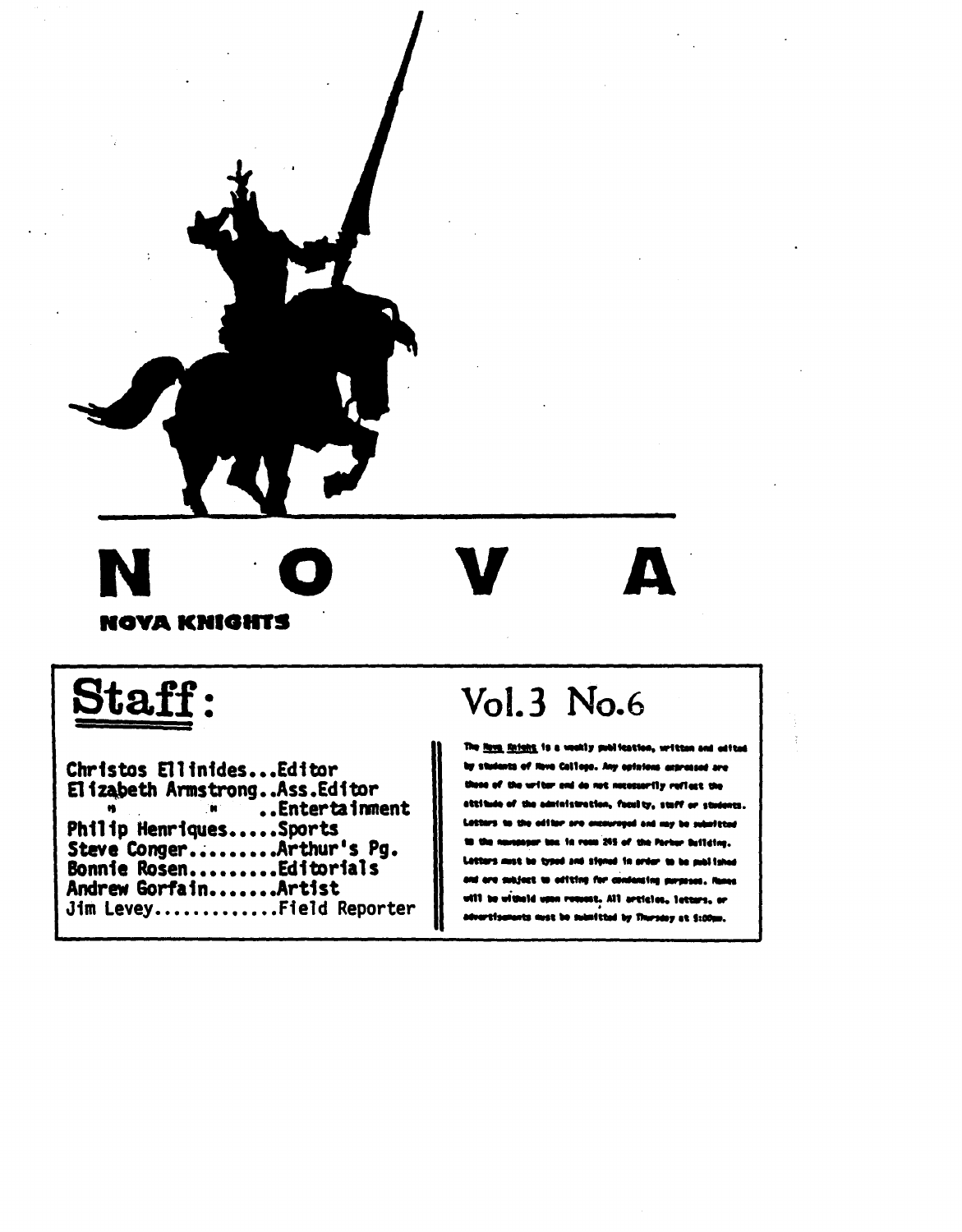# NOVA

NOVA KNIGHTS

## Staff:

Christos Ellinides...Editor
Elizabeth Armstrong..Ass.Editor
" " ..Entertainment
Philip Henriques.....Sports
Steve Conger.........Arthur's Pg.
Bonnie Rosen.........Editorials
Andrew Gorfain.......Artist
Jim Levey............Field Reporter

## Vol.3 No.6

The Nova Knight is a weekly publication, written and edited by students of Nova College. Any opinions expressed are those of the writer and do not necessarily reflect the attitude of the administration, faculty, staff or students. Letters to the editor are encouraged and may be submitted to the newspaper box in room 245 of the Parker Building. Letters must be typed and signed in order to be published and are subject to editing for condensing purposes. Names will be withheld upon request. All articles, letters, or advertisements must be submitted by Thursday at 5:00pm.